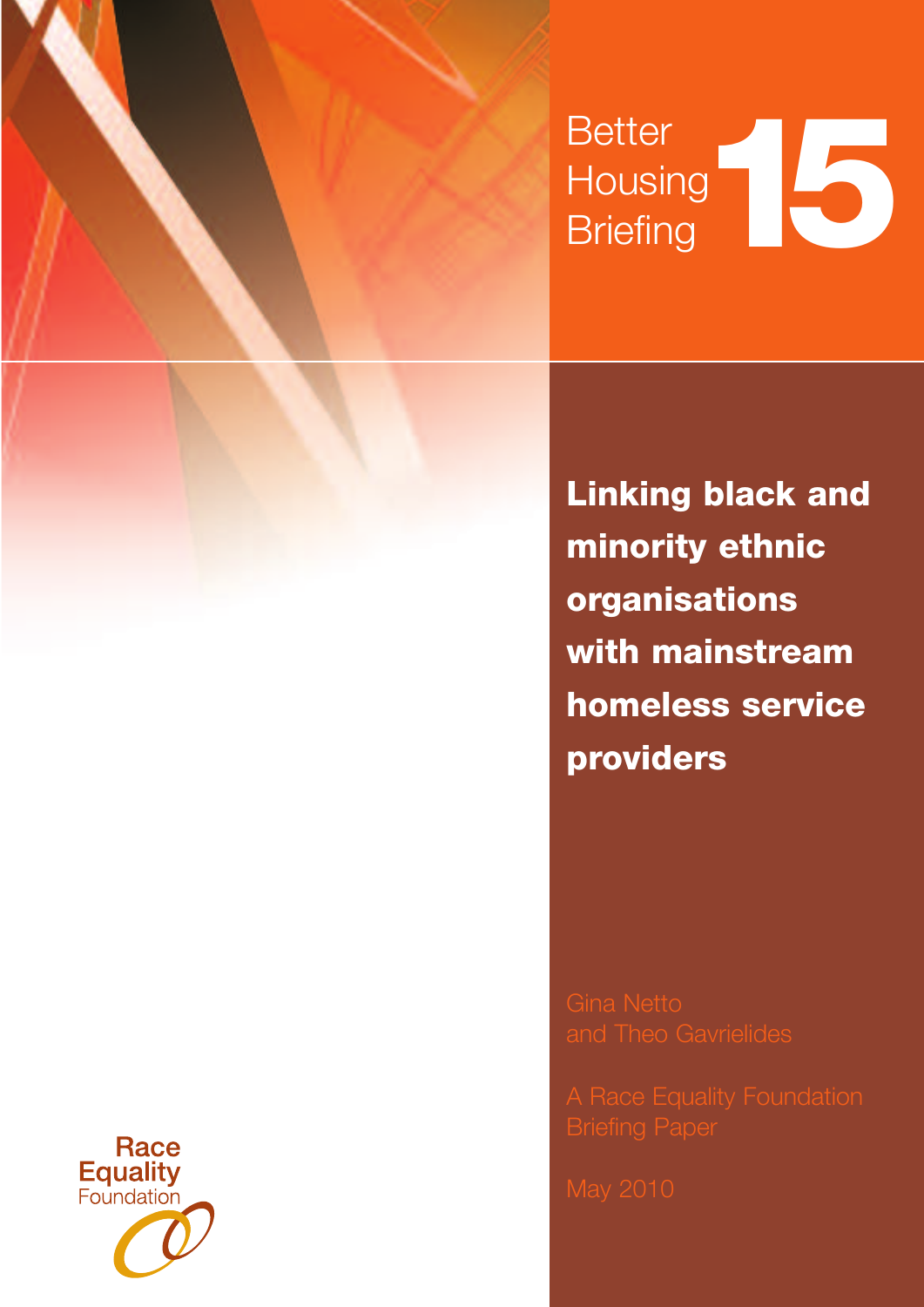Better Housing Briefing 15

# Linking black and minority ethnic organisations with mainstream homeless service providers

Gina Netto and Theo Gavrielides

A Race Equality Foundation Briefing Paper

May 2010

Race Equality Foundation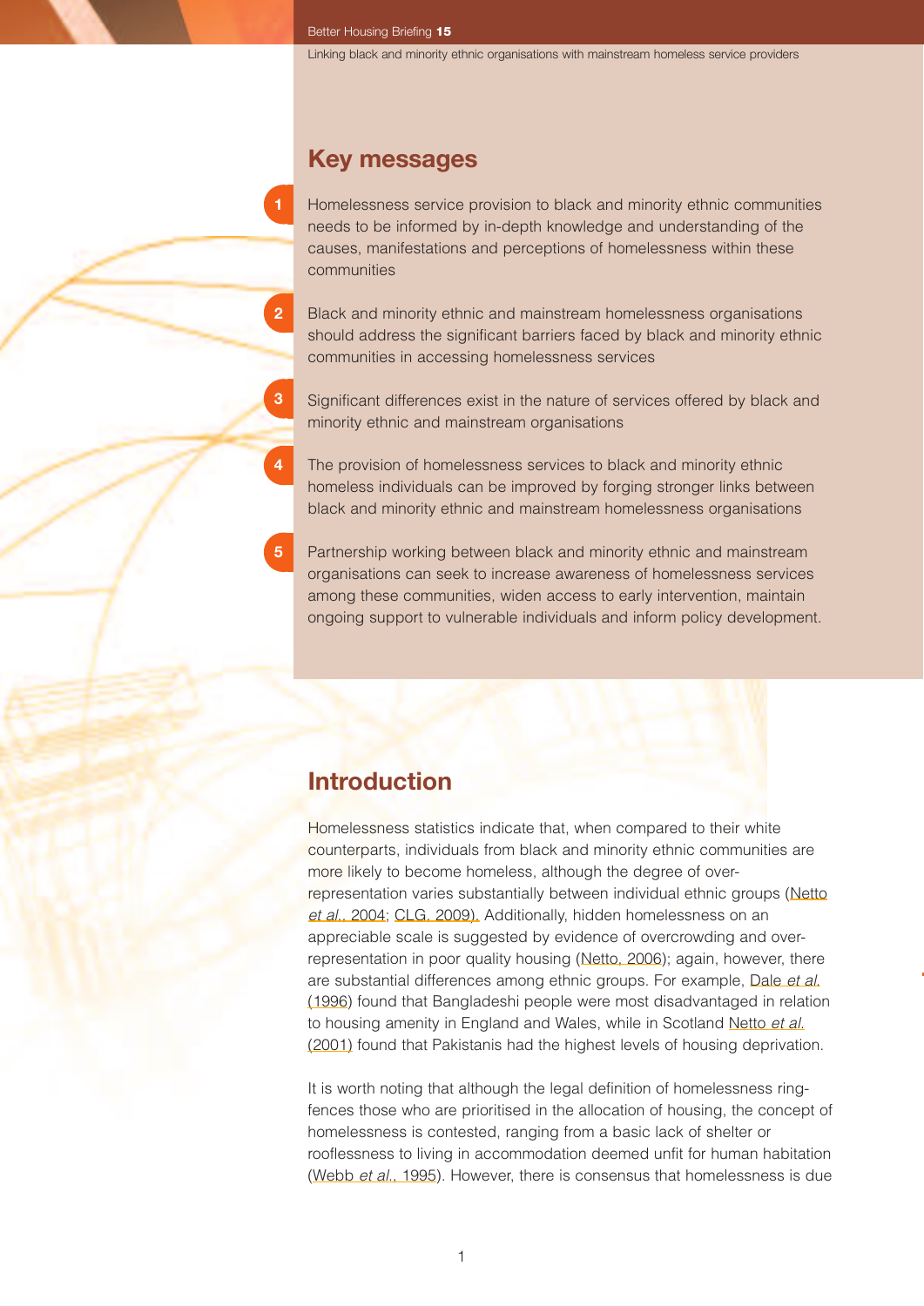## Key messages

1. Homelessness service provision to black and minority ethnic communities needs to be informed by in-depth knowledge and understanding of the causes, manifestations and perceptions of homelessness within these communities

2. Black and minority ethnic and mainstream homelessness organisations should address the significant barriers faced by black and minority ethnic communities in accessing homelessness services

3. Significant differences exist in the nature of services offered by black and minority ethnic and mainstream organisations

4. The provision of homelessness services to black and minority ethnic homeless individuals can be improved by forging stronger links between black and minority ethnic and mainstream homelessness organisations

5. Partnership working between black and minority ethnic and mainstream organisations can seek to increase awareness of homelessness services among these communities, widen access to early intervention, maintain ongoing support to vulnerable individuals and inform policy development.

## Introduction

Homelessness statistics indicate that, when compared to their white counterparts, individuals from black and minority ethnic communities are more likely to become homeless, although the degree of over-representation varies substantially between individual ethnic groups (Netto *et al.*, 2004; CLG, 2009). Additionally, hidden homelessness on an appreciable scale is suggested by evidence of overcrowding and over-representation in poor quality housing (Netto, 2006); again, however, there are substantial differences among ethnic groups. For example, Dale *et al.* (1996) found that Bangladeshi people were most disadvantaged in relation to housing amenity in England and Wales, while in Scotland Netto *et al.* (2001) found that Pakistanis had the highest levels of housing deprivation.

It is worth noting that although the legal definition of homelessness ring-fences those who are prioritised in the allocation of housing, the concept of homelessness is contested, ranging from a basic lack of shelter or rooflessness to living in accommodation deemed unfit for human habitation (Webb *et al.*, 1995). However, there is consensus that homelessness is due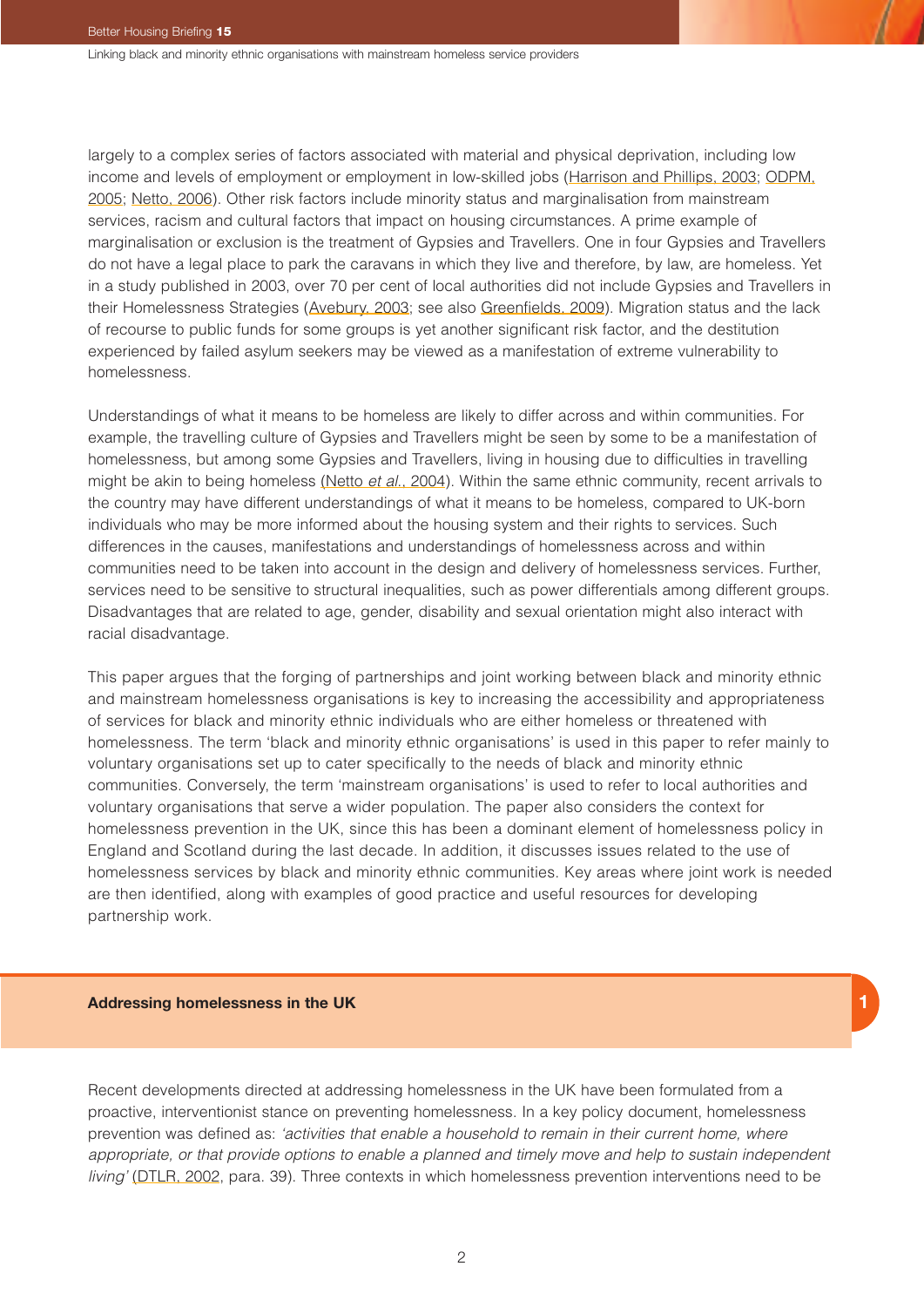largely to a complex series of factors associated with material and physical deprivation, including low income and levels of employment or employment in low-skilled jobs (Harrison and Phillips, 2003; ODPM, 2005; Netto, 2006). Other risk factors include minority status and marginalisation from mainstream services, racism and cultural factors that impact on housing circumstances. A prime example of marginalisation or exclusion is the treatment of Gypsies and Travellers. One in four Gypsies and Travellers do not have a legal place to park the caravans in which they live and therefore, by law, are homeless. Yet in a study published in 2003, over 70 per cent of local authorities did not include Gypsies and Travellers in their Homelessness Strategies (Avebury, 2003; see also Greenfields, 2009). Migration status and the lack of recourse to public funds for some groups is yet another significant risk factor, and the destitution experienced by failed asylum seekers may be viewed as a manifestation of extreme vulnerability to homelessness.

Understandings of what it means to be homeless are likely to differ across and within communities. For example, the travelling culture of Gypsies and Travellers might be seen by some to be a manifestation of homelessness, but among some Gypsies and Travellers, living in housing due to difficulties in travelling might be akin to being homeless (Netto *et al.*, 2004). Within the same ethnic community, recent arrivals to the country may have different understandings of what it means to be homeless, compared to UK-born individuals who may be more informed about the housing system and their rights to services. Such differences in the causes, manifestations and understandings of homelessness across and within communities need to be taken into account in the design and delivery of homelessness services. Further, services need to be sensitive to structural inequalities, such as power differentials among different groups. Disadvantages that are related to age, gender, disability and sexual orientation might also interact with racial disadvantage.

This paper argues that the forging of partnerships and joint working between black and minority ethnic and mainstream homelessness organisations is key to increasing the accessibility and appropriateness of services for black and minority ethnic individuals who are either homeless or threatened with homelessness. The term 'black and minority ethnic organisations' is used in this paper to refer mainly to voluntary organisations set up to cater specifically to the needs of black and minority ethnic communities. Conversely, the term 'mainstream organisations' is used to refer to local authorities and voluntary organisations that serve a wider population. The paper also considers the context for homelessness prevention in the UK, since this has been a dominant element of homelessness policy in England and Scotland during the last decade. In addition, it discusses issues related to the use of homelessness services by black and minority ethnic communities. Key areas where joint work is needed are then identified, along with examples of good practice and useful resources for developing partnership work.

## 1 Addressing homelessness in the UK

Recent developments directed at addressing homelessness in the UK have been formulated from a proactive, interventionist stance on preventing homelessness. In a key policy document, homelessness prevention was defined as: *'activities that enable a household to remain in their current home, where appropriate, or that provide options to enable a planned and timely move and help to sustain independent living'* (DTLR, 2002, para. 39). Three contexts in which homelessness prevention interventions need to be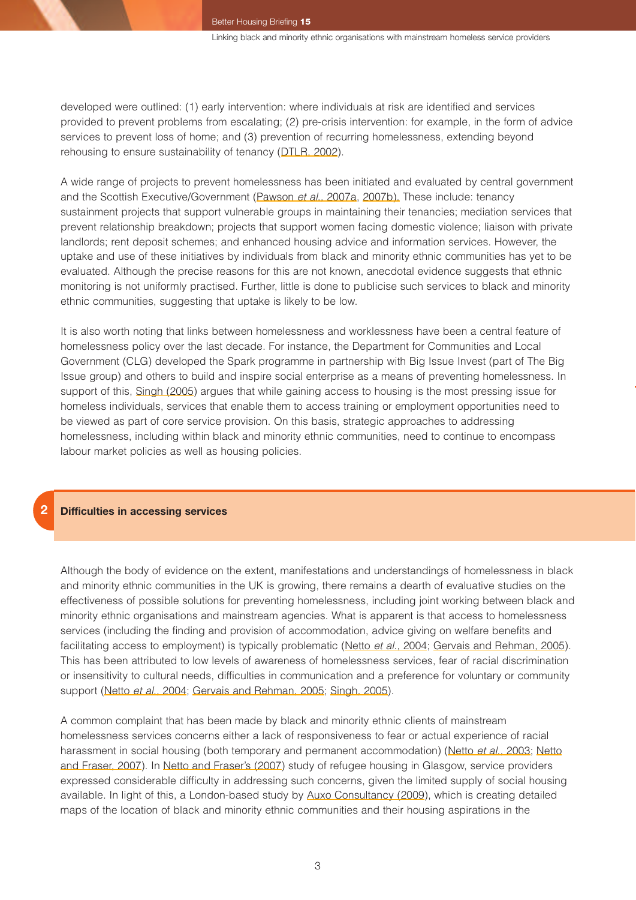developed were outlined: (1) early intervention: where individuals at risk are identified and services provided to prevent problems from escalating; (2) pre-crisis intervention: for example, in the form of advice services to prevent loss of home; and (3) prevention of recurring homelessness, extending beyond rehousing to ensure sustainability of tenancy (DTLR, 2002).

A wide range of projects to prevent homelessness has been initiated and evaluated by central government and the Scottish Executive/Government (Pawson *et al.*, 2007a, 2007b). These include: tenancy sustainment projects that support vulnerable groups in maintaining their tenancies; mediation services that prevent relationship breakdown; projects that support women facing domestic violence; liaison with private landlords; rent deposit schemes; and enhanced housing advice and information services. However, the uptake and use of these initiatives by individuals from black and minority ethnic communities has yet to be evaluated. Although the precise reasons for this are not known, anecdotal evidence suggests that ethnic monitoring is not uniformly practised. Further, little is done to publicise such services to black and minority ethnic communities, suggesting that uptake is likely to be low.

It is also worth noting that links between homelessness and worklessness have been a central feature of homelessness policy over the last decade. For instance, the Department for Communities and Local Government (CLG) developed the Spark programme in partnership with Big Issue Invest (part of The Big Issue group) and others to build and inspire social enterprise as a means of preventing homelessness. In support of this, Singh (2005) argues that while gaining access to housing is the most pressing issue for homeless individuals, services that enable them to access training or employment opportunities need to be viewed as part of core service provision. On this basis, strategic approaches to addressing homelessness, including within black and minority ethnic communities, need to continue to encompass labour market policies as well as housing policies.

## 2 Difficulties in accessing services

Although the body of evidence on the extent, manifestations and understandings of homelessness in black and minority ethnic communities in the UK is growing, there remains a dearth of evaluative studies on the effectiveness of possible solutions for preventing homelessness, including joint working between black and minority ethnic organisations and mainstream agencies. What is apparent is that access to homelessness services (including the finding and provision of accommodation, advice giving on welfare benefits and facilitating access to employment) is typically problematic (Netto *et al.*, 2004; Gervais and Rehman, 2005). This has been attributed to low levels of awareness of homelessness services, fear of racial discrimination or insensitivity to cultural needs, difficulties in communication and a preference for voluntary or community support (Netto *et al.*, 2004; Gervais and Rehman, 2005; Singh, 2005).

A common complaint that has been made by black and minority ethnic clients of mainstream homelessness services concerns either a lack of responsiveness to fear or actual experience of racial harassment in social housing (both temporary and permanent accommodation) (Netto *et al.*, 2003; Netto and Fraser, 2007). In Netto and Fraser's (2007) study of refugee housing in Glasgow, service providers expressed considerable difficulty in addressing such concerns, given the limited supply of social housing available. In light of this, a London-based study by Auxo Consultancy (2009), which is creating detailed maps of the location of black and minority ethnic communities and their housing aspirations in the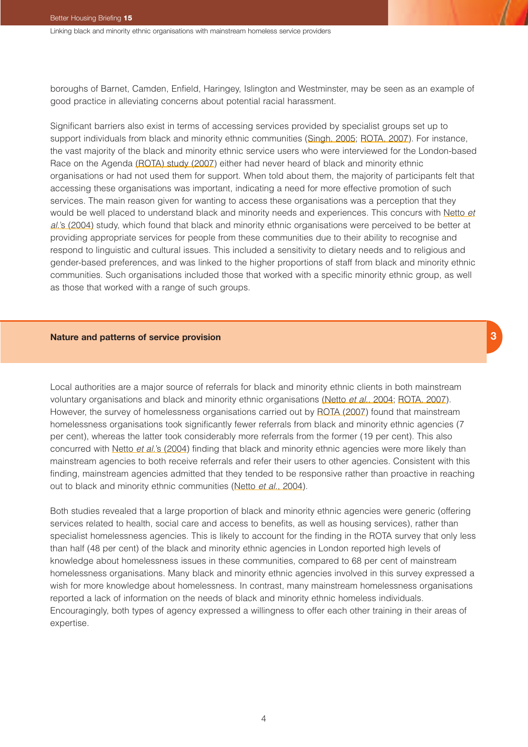boroughs of Barnet, Camden, Enfield, Haringey, Islington and Westminster, may be seen as an example of good practice in alleviating concerns about potential racial harassment.

Significant barriers also exist in terms of accessing services provided by specialist groups set up to support individuals from black and minority ethnic communities (Singh, 2005; ROTA, 2007). For instance, the vast majority of the black and minority ethnic service users who were interviewed for the London-based Race on the Agenda (ROTA) study (2007) either had never heard of black and minority ethnic organisations or had not used them for support. When told about them, the majority of participants felt that accessing these organisations was important, indicating a need for more effective promotion of such services. The main reason given for wanting to access these organisations was a perception that they would be well placed to understand black and minority needs and experiences. This concurs with Netto *et al.*'s (2004) study, which found that black and minority ethnic organisations were perceived to be better at providing appropriate services for people from these communities due to their ability to recognise and respond to linguistic and cultural issues. This included a sensitivity to dietary needs and to religious and gender-based preferences, and was linked to the higher proportions of staff from black and minority ethnic communities. Such organisations included those that worked with a specific minority ethnic group, as well as those that worked with a range of such groups.

## Nature and patterns of service provision

Local authorities are a major source of referrals for black and minority ethnic clients in both mainstream voluntary organisations and black and minority ethnic organisations (Netto *et al.*, 2004; ROTA, 2007). However, the survey of homelessness organisations carried out by ROTA (2007) found that mainstream homelessness organisations took significantly fewer referrals from black and minority ethnic agencies (7 per cent), whereas the latter took considerably more referrals from the former (19 per cent). This also concurred with Netto *et al.*'s (2004) finding that black and minority ethnic agencies were more likely than mainstream agencies to both receive referrals and refer their users to other agencies. Consistent with this finding, mainstream agencies admitted that they tended to be responsive rather than proactive in reaching out to black and minority ethnic communities (Netto *et al.*, 2004).

Both studies revealed that a large proportion of black and minority ethnic agencies were generic (offering services related to health, social care and access to benefits, as well as housing services), rather than specialist homelessness agencies. This is likely to account for the finding in the ROTA survey that only less than half (48 per cent) of the black and minority ethnic agencies in London reported high levels of knowledge about homelessness issues in these communities, compared to 68 per cent of mainstream homelessness organisations. Many black and minority ethnic agencies involved in this survey expressed a wish for more knowledge about homelessness. In contrast, many mainstream homelessness organisations reported a lack of information on the needs of black and minority ethnic homeless individuals. Encouragingly, both types of agency expressed a willingness to offer each other training in their areas of expertise.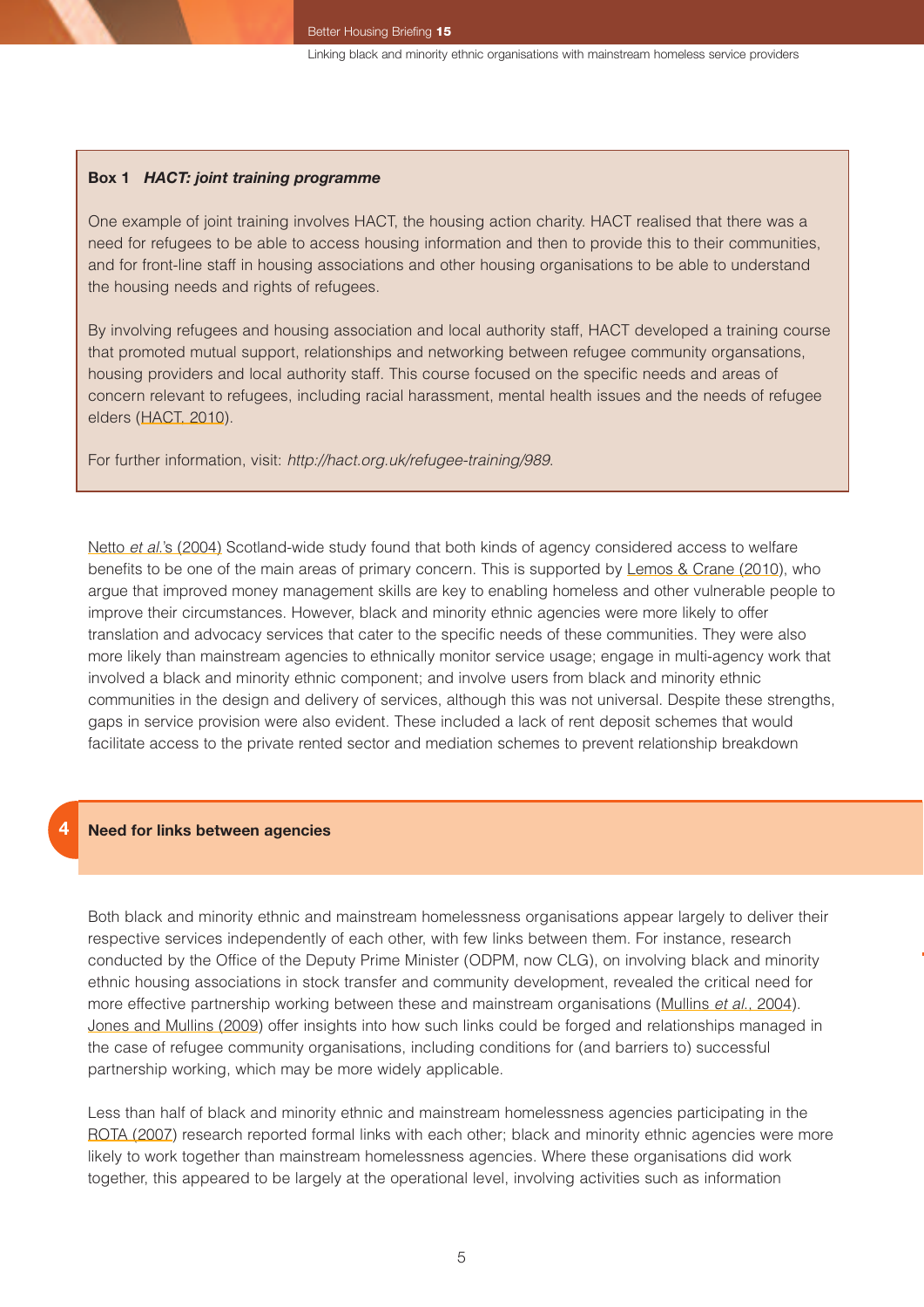**Box 1** ***HACT: joint training programme***

One example of joint training involves HACT, the housing action charity. HACT realised that there was a need for refugees to be able to access housing information and then to provide this to their communities, and for front-line staff in housing associations and other housing organisations to be able to understand the housing needs and rights of refugees.

By involving refugees and housing association and local authority staff, HACT developed a training course that promoted mutual support, relationships and networking between refugee community organsations, housing providers and local authority staff. This course focused on the specific needs and areas of concern relevant to refugees, including racial harassment, mental health issues and the needs of refugee elders (HACT, 2010).

For further information, visit: *http://hact.org.uk/refugee-training/989*.

Netto *et al.*'s (2004) Scotland-wide study found that both kinds of agency considered access to welfare benefits to be one of the main areas of primary concern. This is supported by Lemos & Crane (2010), who argue that improved money management skills are key to enabling homeless and other vulnerable people to improve their circumstances. However, black and minority ethnic agencies were more likely to offer translation and advocacy services that cater to the specific needs of these communities. They were also more likely than mainstream agencies to ethnically monitor service usage; engage in multi-agency work that involved a black and minority ethnic component; and involve users from black and minority ethnic communities in the design and delivery of services, although this was not universal. Despite these strengths, gaps in service provision were also evident. These included a lack of rent deposit schemes that would facilitate access to the private rented sector and mediation schemes to prevent relationship breakdown

## 4 Need for links between agencies

Both black and minority ethnic and mainstream homelessness organisations appear largely to deliver their respective services independently of each other, with few links between them. For instance, research conducted by the Office of the Deputy Prime Minister (ODPM, now CLG), on involving black and minority ethnic housing associations in stock transfer and community development, revealed the critical need for more effective partnership working between these and mainstream organisations (Mullins *et al.*, 2004). Jones and Mullins (2009) offer insights into how such links could be forged and relationships managed in the case of refugee community organisations, including conditions for (and barriers to) successful partnership working, which may be more widely applicable.

Less than half of black and minority ethnic and mainstream homelessness agencies participating in the ROTA (2007) research reported formal links with each other; black and minority ethnic agencies were more likely to work together than mainstream homelessness agencies. Where these organisations did work together, this appeared to be largely at the operational level, involving activities such as information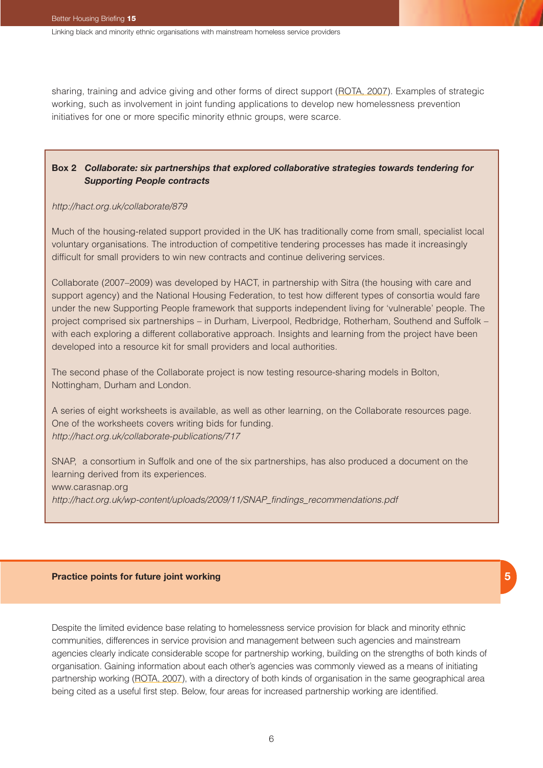sharing, training and advice giving and other forms of direct support (ROTA, 2007). Examples of strategic working, such as involvement in joint funding applications to develop new homelessness prevention initiatives for one or more specific minority ethnic groups, were scarce.

**Box 2** ***Collaborate: six partnerships that explored collaborative strategies towards tendering for Supporting People contracts***

*http://hact.org.uk/collaborate/879*

Much of the housing-related support provided in the UK has traditionally come from small, specialist local voluntary organisations. The introduction of competitive tendering processes has made it increasingly difficult for small providers to win new contracts and continue delivering services.

Collaborate (2007–2009) was developed by HACT, in partnership with Sitra (the housing with care and support agency) and the National Housing Federation, to test how different types of consortia would fare under the new Supporting People framework that supports independent living for 'vulnerable' people. The project comprised six partnerships – in Durham, Liverpool, Redbridge, Rotherham, Southend and Suffolk – with each exploring a different collaborative approach. Insights and learning from the project have been developed into a resource kit for small providers and local authorities.

The second phase of the Collaborate project is now testing resource-sharing models in Bolton, Nottingham, Durham and London.

A series of eight worksheets is available, as well as other learning, on the Collaborate resources page. One of the worksheets covers writing bids for funding.
*http://hact.org.uk/collaborate-publications/717*

SNAP, a consortium in Suffolk and one of the six partnerships, has also produced a document on the learning derived from its experiences.
www.carasnap.org
*http://hact.org.uk/wp-content/uploads/2009/11/SNAP_findings_recommendations.pdf*

## 5 Practice points for future joint working

Despite the limited evidence base relating to homelessness service provision for black and minority ethnic communities, differences in service provision and management between such agencies and mainstream agencies clearly indicate considerable scope for partnership working, building on the strengths of both kinds of organisation. Gaining information about each other's agencies was commonly viewed as a means of initiating partnership working (ROTA, 2007), with a directory of both kinds of organisation in the same geographical area being cited as a useful first step. Below, four areas for increased partnership working are identified.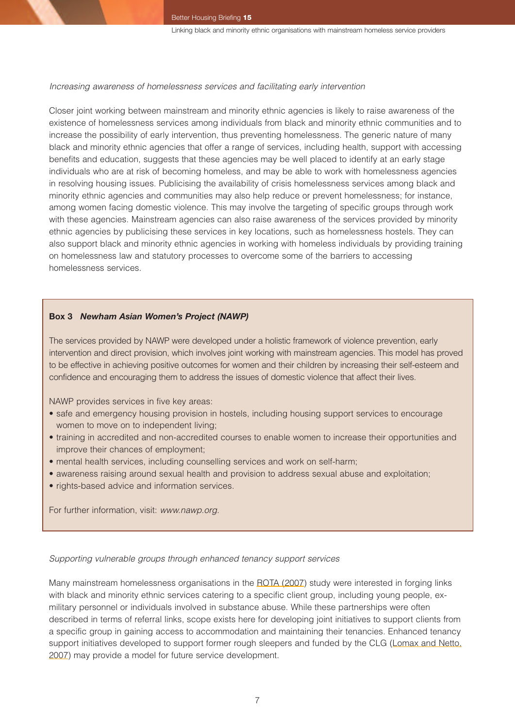*Increasing awareness of homelessness services and facilitating early intervention*

Closer joint working between mainstream and minority ethnic agencies is likely to raise awareness of the existence of homelessness services among individuals from black and minority ethnic communities and to increase the possibility of early intervention, thus preventing homelessness. The generic nature of many black and minority ethnic agencies that offer a range of services, including health, support with accessing benefits and education, suggests that these agencies may be well placed to identify at an early stage individuals who are at risk of becoming homeless, and may be able to work with homelessness agencies in resolving housing issues. Publicising the availability of crisis homelessness services among black and minority ethnic agencies and communities may also help reduce or prevent homelessness; for instance, among women facing domestic violence. This may involve the targeting of specific groups through work with these agencies. Mainstream agencies can also raise awareness of the services provided by minority ethnic agencies by publicising these services in key locations, such as homelessness hostels. They can also support black and minority ethnic agencies in working with homeless individuals by providing training on homelessness law and statutory processes to overcome some of the barriers to accessing homelessness services.

**Box 3** ***Newham Asian Women's Project (NAWP)***

The services provided by NAWP were developed under a holistic framework of violence prevention, early intervention and direct provision, which involves joint working with mainstream agencies. This model has proved to be effective in achieving positive outcomes for women and their children by increasing their self-esteem and confidence and encouraging them to address the issues of domestic violence that affect their lives.

NAWP provides services in five key areas:

- safe and emergency housing provision in hostels, including housing support services to encourage women to move on to independent living;
- training in accredited and non-accredited courses to enable women to increase their opportunities and improve their chances of employment;
- mental health services, including counselling services and work on self-harm;
- awareness raising around sexual health and provision to address sexual abuse and exploitation;
- rights-based advice and information services.

For further information, visit: *www.nawp.org*.

*Supporting vulnerable groups through enhanced tenancy support services*

Many mainstream homelessness organisations in the ROTA (2007) study were interested in forging links with black and minority ethnic services catering to a specific client group, including young people, ex-military personnel or individuals involved in substance abuse. While these partnerships were often described in terms of referral links, scope exists here for developing joint initiatives to support clients from a specific group in gaining access to accommodation and maintaining their tenancies. Enhanced tenancy support initiatives developed to support former rough sleepers and funded by the CLG (Lomax and Netto, 2007) may provide a model for future service development.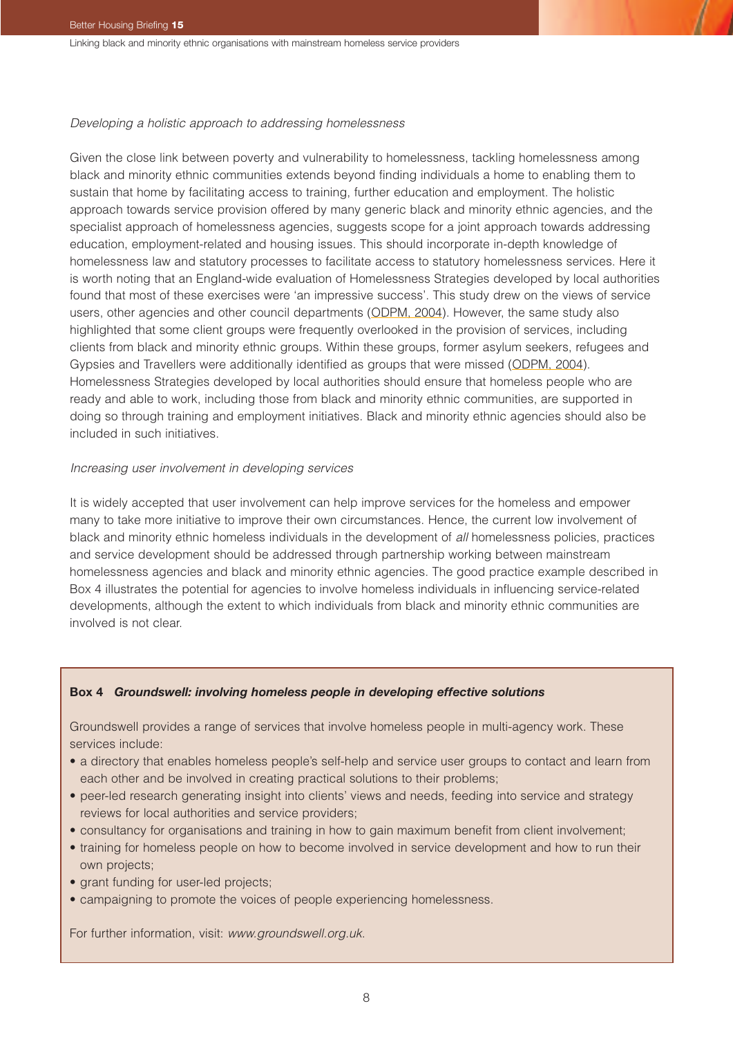*Developing a holistic approach to addressing homelessness*

Given the close link between poverty and vulnerability to homelessness, tackling homelessness among black and minority ethnic communities extends beyond finding individuals a home to enabling them to sustain that home by facilitating access to training, further education and employment. The holistic approach towards service provision offered by many generic black and minority ethnic agencies, and the specialist approach of homelessness agencies, suggests scope for a joint approach towards addressing education, employment-related and housing issues. This should incorporate in-depth knowledge of homelessness law and statutory processes to facilitate access to statutory homelessness services. Here it is worth noting that an England-wide evaluation of Homelessness Strategies developed by local authorities found that most of these exercises were 'an impressive success'. This study drew on the views of service users, other agencies and other council departments (ODPM, 2004). However, the same study also highlighted that some client groups were frequently overlooked in the provision of services, including clients from black and minority ethnic groups. Within these groups, former asylum seekers, refugees and Gypsies and Travellers were additionally identified as groups that were missed (ODPM, 2004). Homelessness Strategies developed by local authorities should ensure that homeless people who are ready and able to work, including those from black and minority ethnic communities, are supported in doing so through training and employment initiatives. Black and minority ethnic agencies should also be included in such initiatives.

*Increasing user involvement in developing services*

It is widely accepted that user involvement can help improve services for the homeless and empower many to take more initiative to improve their own circumstances. Hence, the current low involvement of black and minority ethnic homeless individuals in the development of *all* homelessness policies, practices and service development should be addressed through partnership working between mainstream homelessness agencies and black and minority ethnic agencies. The good practice example described in Box 4 illustrates the potential for agencies to involve homeless individuals in influencing service-related developments, although the extent to which individuals from black and minority ethnic communities are involved is not clear.

**Box 4** ***Groundswell: involving homeless people in developing effective solutions***

Groundswell provides a range of services that involve homeless people in multi-agency work. These services include:

- a directory that enables homeless people's self-help and service user groups to contact and learn from each other and be involved in creating practical solutions to their problems;
- peer-led research generating insight into clients' views and needs, feeding into service and strategy reviews for local authorities and service providers;
- consultancy for organisations and training in how to gain maximum benefit from client involvement;
- training for homeless people on how to become involved in service development and how to run their own projects;
- grant funding for user-led projects;
- campaigning to promote the voices of people experiencing homelessness.

For further information, visit: *www.groundswell.org.uk*.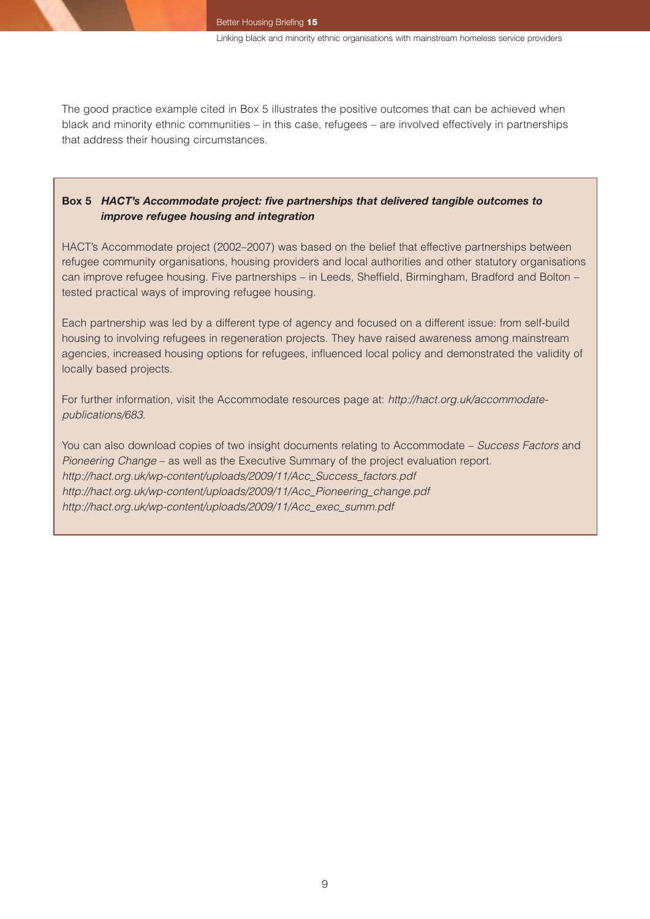The good practice example cited in Box 5 illustrates the positive outcomes that can be achieved when black and minority ethnic communities – in this case, refugees – are involved effectively in partnerships that address their housing circumstances.

> **Box 5** ***HACT's Accommodate project: five partnerships that delivered tangible outcomes to improve refugee housing and integration***
>
> HACT's Accommodate project (2002–2007) was based on the belief that effective partnerships between refugee community organisations, housing providers and local authorities and other statutory organisations can improve refugee housing. Five partnerships – in Leeds, Sheffield, Birmingham, Bradford and Bolton – tested practical ways of improving refugee housing.
>
> Each partnership was led by a different type of agency and focused on a different issue: from self-build housing to involving refugees in regeneration projects. They have raised awareness among mainstream agencies, increased housing options for refugees, influenced local policy and demonstrated the validity of locally based projects.
>
> For further information, visit the Accommodate resources page at: *http://hact.org.uk/accommodate-publications/683*.
>
> You can also download copies of two insight documents relating to Accommodate – *Success Factors* and *Pioneering Change* – as well as the Executive Summary of the project evaluation report.
> *http://hact.org.uk/wp-content/uploads/2009/11/Acc_Success_factors.pdf*
> *http://hact.org.uk/wp-content/uploads/2009/11/Acc_Pioneering_change.pdf*
> *http://hact.org.uk/wp-content/uploads/2009/11/Acc_exec_summ.pdf*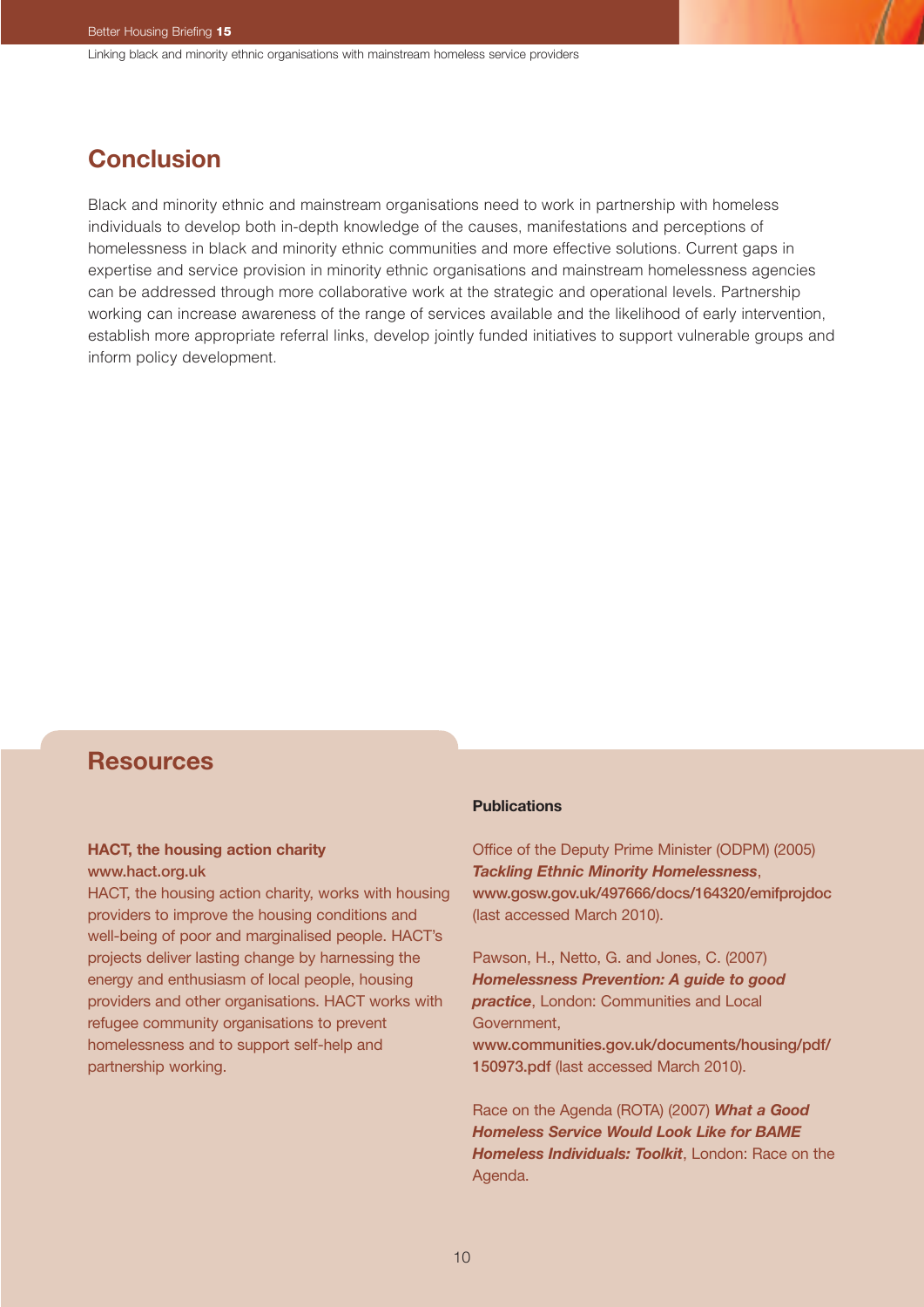## Conclusion

Black and minority ethnic and mainstream organisations need to work in partnership with homeless individuals to develop both in-depth knowledge of the causes, manifestations and perceptions of homelessness in black and minority ethnic communities and more effective solutions. Current gaps in expertise and service provision in minority ethnic organisations and mainstream homelessness agencies can be addressed through more collaborative work at the strategic and operational levels. Partnership working can increase awareness of the range of services available and the likelihood of early intervention, establish more appropriate referral links, develop jointly funded initiatives to support vulnerable groups and inform policy development.

## Resources

**HACT, the housing action charity**
**www.hact.org.uk**
HACT, the housing action charity, works with housing providers to improve the housing conditions and well-being of poor and marginalised people. HACT's projects deliver lasting change by harnessing the energy and enthusiasm of local people, housing providers and other organisations. HACT works with refugee community organisations to prevent homelessness and to support self-help and partnership working.

**Publications**

Office of the Deputy Prime Minister (ODPM) (2005) ***Tackling Ethnic Minority Homelessness***, **www.gosw.gov.uk/497666/docs/164320/emifprojdoc** (last accessed March 2010).

Pawson, H., Netto, G. and Jones, C. (2007) ***Homelessness Prevention: A guide to good practice***, London: Communities and Local Government, **www.communities.gov.uk/documents/housing/pdf/150973.pdf** (last accessed March 2010).

Race on the Agenda (ROTA) (2007) ***What a Good Homeless Service Would Look Like for BAME Homeless Individuals: Toolkit***, London: Race on the Agenda.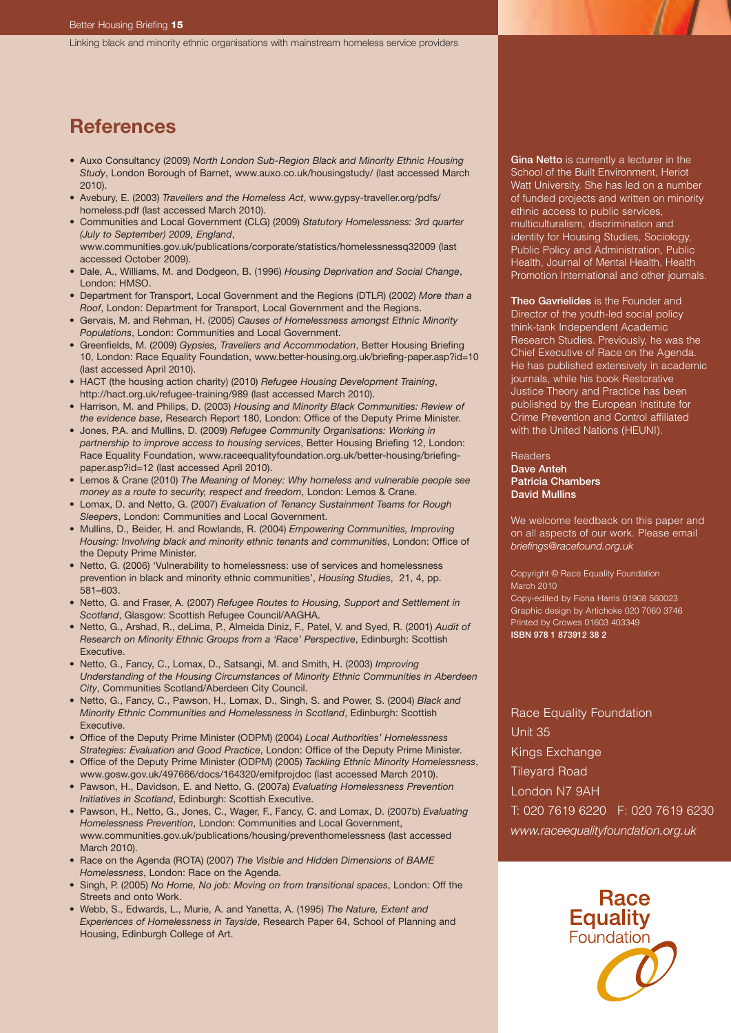# References

- Auxo Consultancy (2009) *North London Sub-Region Black and Minority Ethnic Housing Study*, London Borough of Barnet, www.auxo.co.uk/housingstudy/ (last accessed March 2010).
- Avebury, E. (2003) *Travellers and the Homeless Act*, www.gypsy-traveller.org/pdfs/homeless.pdf (last accessed March 2010).
- Communities and Local Government (CLG) (2009) *Statutory Homelessness: 3rd quarter (July to September) 2009, England*, www.communities.gov.uk/publications/corporate/statistics/homelessnessq32009 (last accessed October 2009).
- Dale, A., Williams, M. and Dodgeon, B. (1996) *Housing Deprivation and Social Change*, London: HMSO.
- Department for Transport, Local Government and the Regions (DTLR) (2002) *More than a Roof*, London: Department for Transport, Local Government and the Regions.
- Gervais, M. and Rehman, H. (2005) *Causes of Homelessness amongst Ethnic Minority Populations*, London: Communities and Local Government.
- Greenfields, M. (2009) *Gypsies, Travellers and Accommodation*, Better Housing Briefing 10, London: Race Equality Foundation, www.better-housing.org.uk/briefing-paper.asp?id=10 (last accessed April 2010).
- HACT (the housing action charity) (2010) *Refugee Housing Development Training*, http://hact.org.uk/refugee-training/989 (last accessed March 2010).
- Harrison, M. and Philips, D. (2003) *Housing and Minority Black Communities: Review of the evidence base*, Research Report 180, London: Office of the Deputy Prime Minister.
- Jones, P.A. and Mullins, D. (2009) *Refugee Community Organisations: Working in partnership to improve access to housing services*, Better Housing Briefing 12, London: Race Equality Foundation, www.raceequalityfoundation.org.uk/better-housing/briefing-paper.asp?id=12 (last accessed April 2010).
- Lemos & Crane (2010) *The Meaning of Money: Why homeless and vulnerable people see money as a route to security, respect and freedom*, London: Lemos & Crane.
- Lomax, D. and Netto, G. (2007) *Evaluation of Tenancy Sustainment Teams for Rough Sleepers*, London: Communities and Local Government.
- Mullins, D., Beider, H. and Rowlands, R. (2004) *Empowering Communities, Improving Housing: Involving black and minority ethnic tenants and communities*, London: Office of the Deputy Prime Minister.
- Netto, G. (2006) 'Vulnerability to homelessness: use of services and homelessness prevention in black and minority ethnic communities', *Housing Studies*, 21, 4, pp. 581–603.
- Netto, G. and Fraser, A. (2007) *Refugee Routes to Housing, Support and Settlement in Scotland*, Glasgow: Scottish Refugee Council/AAGHA.
- Netto, G., Arshad, R., deLima, P., Almeida Diniz, F., Patel, V. and Syed, R. (2001) *Audit of Research on Minority Ethnic Groups from a 'Race' Perspective*, Edinburgh: Scottish Executive.
- Netto, G., Fancy, C., Lomax, D., Satsangi, M. and Smith, H. (2003) *Improving Understanding of the Housing Circumstances of Minority Ethnic Communities in Aberdeen City*, Communities Scotland/Aberdeen City Council.
- Netto, G., Fancy, C., Pawson, H., Lomax, D., Singh, S. and Power, S. (2004) *Black and Minority Ethnic Communities and Homelessness in Scotland*, Edinburgh: Scottish Executive.
- Office of the Deputy Prime Minister (ODPM) (2004) *Local Authorities' Homelessness Strategies: Evaluation and Good Practice*, London: Office of the Deputy Prime Minister.
- Office of the Deputy Prime Minister (ODPM) (2005) *Tackling Ethnic Minority Homelessness*, www.gosw.gov.uk/497666/docs/164320/emifprojdoc (last accessed March 2010).
- Pawson, H., Davidson, E. and Netto, G. (2007a) *Evaluating Homelessness Prevention Initiatives in Scotland*, Edinburgh: Scottish Executive.
- Pawson, H., Netto, G., Jones, C., Wager, F., Fancy, C. and Lomax, D. (2007b) *Evaluating Homelessness Prevention*, London: Communities and Local Government, www.communities.gov.uk/publications/housing/preventhomelessness (last accessed March 2010).
- Race on the Agenda (ROTA) (2007) *The Visible and Hidden Dimensions of BAME Homelessness*, London: Race on the Agenda.
- Singh, P. (2005) *No Home, No job: Moving on from transitional spaces*, London: Off the Streets and onto Work.
- Webb, S., Edwards, L., Murie, A. and Yanetta, A. (1995) *The Nature, Extent and Experiences of Homelessness in Tayside*, Research Paper 64, School of Planning and Housing, Edinburgh College of Art.

**Gina Netto** is currently a lecturer in the School of the Built Environment, Heriot Watt University. She has led on a number of funded projects and written on minority ethnic access to public services, multiculturalism, discrimination and identity for Housing Studies, Sociology, Public Policy and Administration, Public Health, Journal of Mental Health, Health Promotion International and other journals.

**Theo Gavrielides** is the Founder and Director of the youth-led social policy think-tank Independent Academic Research Studies. Previously, he was the Chief Executive of Race on the Agenda. He has published extensively in academic journals, while his book Restorative Justice Theory and Practice has been published by the European Institute for Crime Prevention and Control affiliated with the United Nations (HEUNI).

Readers
**Dave Anteh**
**Patricia Chambers**
**David Mullins**

We welcome feedback on this paper and on all aspects of our work. Please email *briefings@racefound.org.uk*

Copyright © Race Equality Foundation
March 2010
Copy-edited by Fiona Harris 01908 560023
Graphic design by Artichoke 020 7060 3746
Printed by Crowes 01603 403349
**ISBN 978 1 873912 38 2**

Race Equality Foundation
Unit 35
Kings Exchange
Tileyard Road
London N7 9AH
T: 020 7619 6220 F: 020 7619 6230
*www.raceequalityfoundation.org.uk*